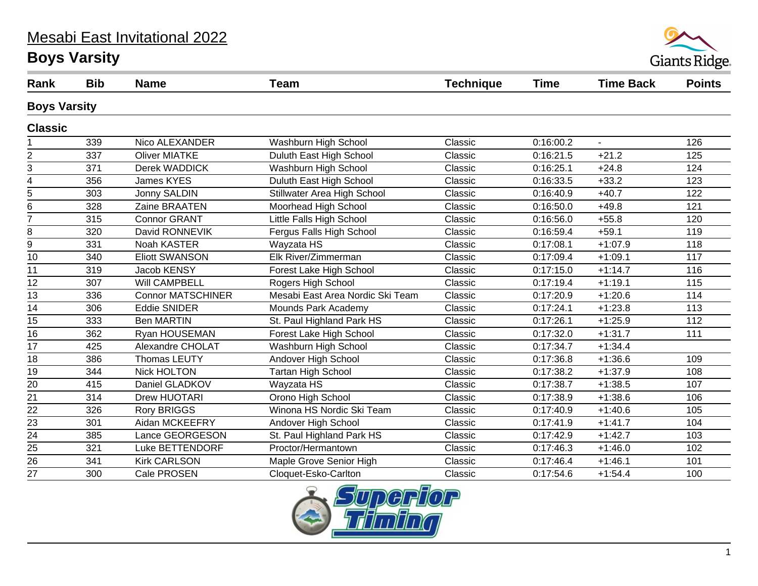# Mesabi East Invitational 2022

## Boys Varsity

| Rank | Bib | Name | Team | Technique | Time | Time Back | Points |
|---|---|---|---|---|---|---|---|
| **Boys Varsity** | | | | | | | |
| **Classic** | | | | | | | |
| 1 | 339 | Nico ALEXANDER | Washburn High School | Classic | 0:16:00.2 | - | 126 |
| 2 | 337 | Oliver MIATKE | Duluth East High School | Classic | 0:16:21.5 | +21.2 | 125 |
| 3 | 371 | Derek WADDICK | Washburn High School | Classic | 0:16:25.1 | +24.8 | 124 |
| 4 | 356 | James KYES | Duluth East High School | Classic | 0:16:33.5 | +33.2 | 123 |
| 5 | 303 | Jonny SALDIN | Stillwater Area High School | Classic | 0:16:40.9 | +40.7 | 122 |
| 6 | 328 | Zaine BRAATEN | Moorhead High School | Classic | 0:16:50.0 | +49.8 | 121 |
| 7 | 315 | Connor GRANT | Little Falls High School | Classic | 0:16:56.0 | +55.8 | 120 |
| 8 | 320 | David RONNEVIK | Fergus Falls High School | Classic | 0:16:59.4 | +59.1 | 119 |
| 9 | 331 | Noah KASTER | Wayzata HS | Classic | 0:17:08.1 | +1:07.9 | 118 |
| 10 | 340 | Eliott SWANSON | Elk River/Zimmerman | Classic | 0:17:09.4 | +1:09.1 | 117 |
| 11 | 319 | Jacob KENSY | Forest Lake High School | Classic | 0:17:15.0 | +1:14.7 | 116 |
| 12 | 307 | Will CAMPBELL | Rogers High School | Classic | 0:17:19.4 | +1:19.1 | 115 |
| 13 | 336 | Connor MATSCHINER | Mesabi East Area Nordic Ski Team | Classic | 0:17:20.9 | +1:20.6 | 114 |
| 14 | 306 | Eddie SNIDER | Mounds Park Academy | Classic | 0:17:24.1 | +1:23.8 | 113 |
| 15 | 333 | Ben MARTIN | St. Paul Highland Park HS | Classic | 0:17:26.1 | +1:25.9 | 112 |
| 16 | 362 | Ryan HOUSEMAN | Forest Lake High School | Classic | 0:17:32.0 | +1:31.7 | 111 |
| 17 | 425 | Alexandre CHOLAT | Washburn High School | Classic | 0:17:34.7 | +1:34.4 | |
| 18 | 386 | Thomas LEUTY | Andover High School | Classic | 0:17:36.8 | +1:36.6 | 109 |
| 19 | 344 | Nick HOLTON | Tartan High School | Classic | 0:17:38.2 | +1:37.9 | 108 |
| 20 | 415 | Daniel GLADKOV | Wayzata HS | Classic | 0:17:38.7 | +1:38.5 | 107 |
| 21 | 314 | Drew HUOTARI | Orono High School | Classic | 0:17:38.9 | +1:38.6 | 106 |
| 22 | 326 | Rory BRIGGS | Winona HS Nordic Ski Team | Classic | 0:17:40.9 | +1:40.6 | 105 |
| 23 | 301 | Aidan MCKEEFRY | Andover High School | Classic | 0:17:41.9 | +1:41.7 | 104 |
| 24 | 385 | Lance GEORGESON | St. Paul Highland Park HS | Classic | 0:17:42.9 | +1:42.7 | 103 |
| 25 | 321 | Luke BETTENDORF | Proctor/Hermantown | Classic | 0:17:46.3 | +1:46.0 | 102 |
| 26 | 341 | Kirk CARLSON | Maple Grove Senior High | Classic | 0:17:46.4 | +1:46.1 | 101 |
| 27 | 300 | Cale PROSEN | Cloquet-Esko-Carlton | Classic | 0:17:54.6 | +1:54.4 | 100 |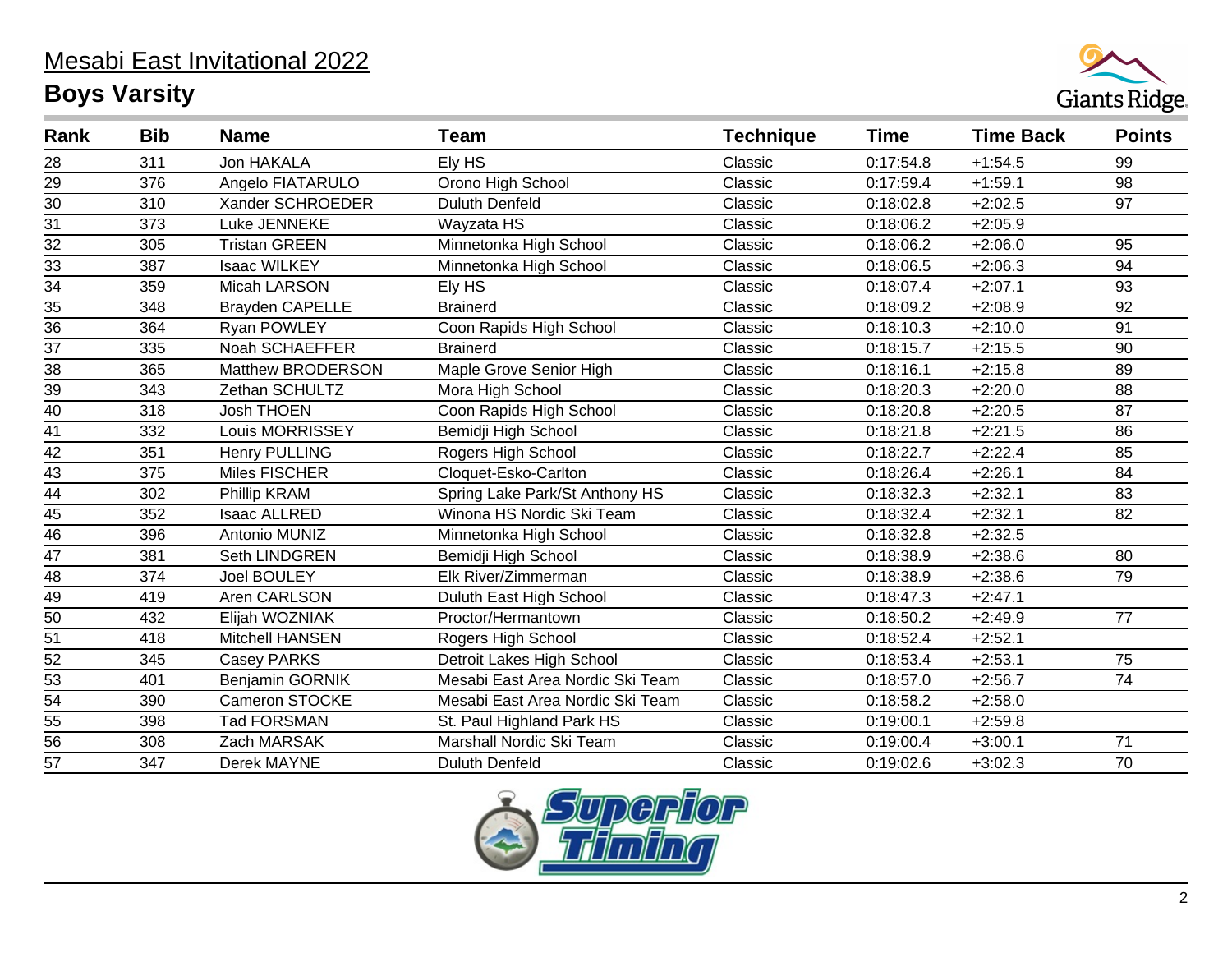# Mesabi East Invitational 2022

## Boys Varsity

| Rank | Bib | Name | Team | Technique | Time | Time Back | Points |
|---|---|---|---|---|---|---|---|
| 28 | 311 | Jon HAKALA | Ely HS | Classic | 0:17:54.8 | +1:54.5 | 99 |
| 29 | 376 | Angelo FIATARULO | Orono High School | Classic | 0:17:59.4 | +1:59.1 | 98 |
| 30 | 310 | Xander SCHROEDER | Duluth Denfeld | Classic | 0:18:02.8 | +2:02.5 | 97 |
| 31 | 373 | Luke JENNEKE | Wayzata HS | Classic | 0:18:06.2 | +2:05.9 | |
| 32 | 305 | Tristan GREEN | Minnetonka High School | Classic | 0:18:06.2 | +2:06.0 | 95 |
| 33 | 387 | Isaac WILKEY | Minnetonka High School | Classic | 0:18:06.5 | +2:06.3 | 94 |
| 34 | 359 | Micah LARSON | Ely HS | Classic | 0:18:07.4 | +2:07.1 | 93 |
| 35 | 348 | Brayden CAPELLE | Brainerd | Classic | 0:18:09.2 | +2:08.9 | 92 |
| 36 | 364 | Ryan POWLEY | Coon Rapids High School | Classic | 0:18:10.3 | +2:10.0 | 91 |
| 37 | 335 | Noah SCHAEFFER | Brainerd | Classic | 0:18:15.7 | +2:15.5 | 90 |
| 38 | 365 | Matthew BRODERSON | Maple Grove Senior High | Classic | 0:18:16.1 | +2:15.8 | 89 |
| 39 | 343 | Zethan SCHULTZ | Mora High School | Classic | 0:18:20.3 | +2:20.0 | 88 |
| 40 | 318 | Josh THOEN | Coon Rapids High School | Classic | 0:18:20.8 | +2:20.5 | 87 |
| 41 | 332 | Louis MORRISSEY | Bemidji High School | Classic | 0:18:21.8 | +2:21.5 | 86 |
| 42 | 351 | Henry PULLING | Rogers High School | Classic | 0:18:22.7 | +2:22.4 | 85 |
| 43 | 375 | Miles FISCHER | Cloquet-Esko-Carlton | Classic | 0:18:26.4 | +2:26.1 | 84 |
| 44 | 302 | Phillip KRAM | Spring Lake Park/St Anthony HS | Classic | 0:18:32.3 | +2:32.1 | 83 |
| 45 | 352 | Isaac ALLRED | Winona HS Nordic Ski Team | Classic | 0:18:32.4 | +2:32.1 | 82 |
| 46 | 396 | Antonio MUNIZ | Minnetonka High School | Classic | 0:18:32.8 | +2:32.5 | |
| 47 | 381 | Seth LINDGREN | Bemidji High School | Classic | 0:18:38.9 | +2:38.6 | 80 |
| 48 | 374 | Joel BOULEY | Elk River/Zimmerman | Classic | 0:18:38.9 | +2:38.6 | 79 |
| 49 | 419 | Aren CARLSON | Duluth East High School | Classic | 0:18:47.3 | +2:47.1 | |
| 50 | 432 | Elijah WOZNIAK | Proctor/Hermantown | Classic | 0:18:50.2 | +2:49.9 | 77 |
| 51 | 418 | Mitchell HANSEN | Rogers High School | Classic | 0:18:52.4 | +2:52.1 | |
| 52 | 345 | Casey PARKS | Detroit Lakes High School | Classic | 0:18:53.4 | +2:53.1 | 75 |
| 53 | 401 | Benjamin GORNIK | Mesabi East Area Nordic Ski Team | Classic | 0:18:57.0 | +2:56.7 | 74 |
| 54 | 390 | Cameron STOCKE | Mesabi East Area Nordic Ski Team | Classic | 0:18:58.2 | +2:58.0 | |
| 55 | 398 | Tad FORSMAN | St. Paul Highland Park HS | Classic | 0:19:00.1 | +2:59.8 | |
| 56 | 308 | Zach MARSAK | Marshall Nordic Ski Team | Classic | 0:19:00.4 | +3:00.1 | 71 |
| 57 | 347 | Derek MAYNE | Duluth Denfeld | Classic | 0:19:02.6 | +3:02.3 | 70 |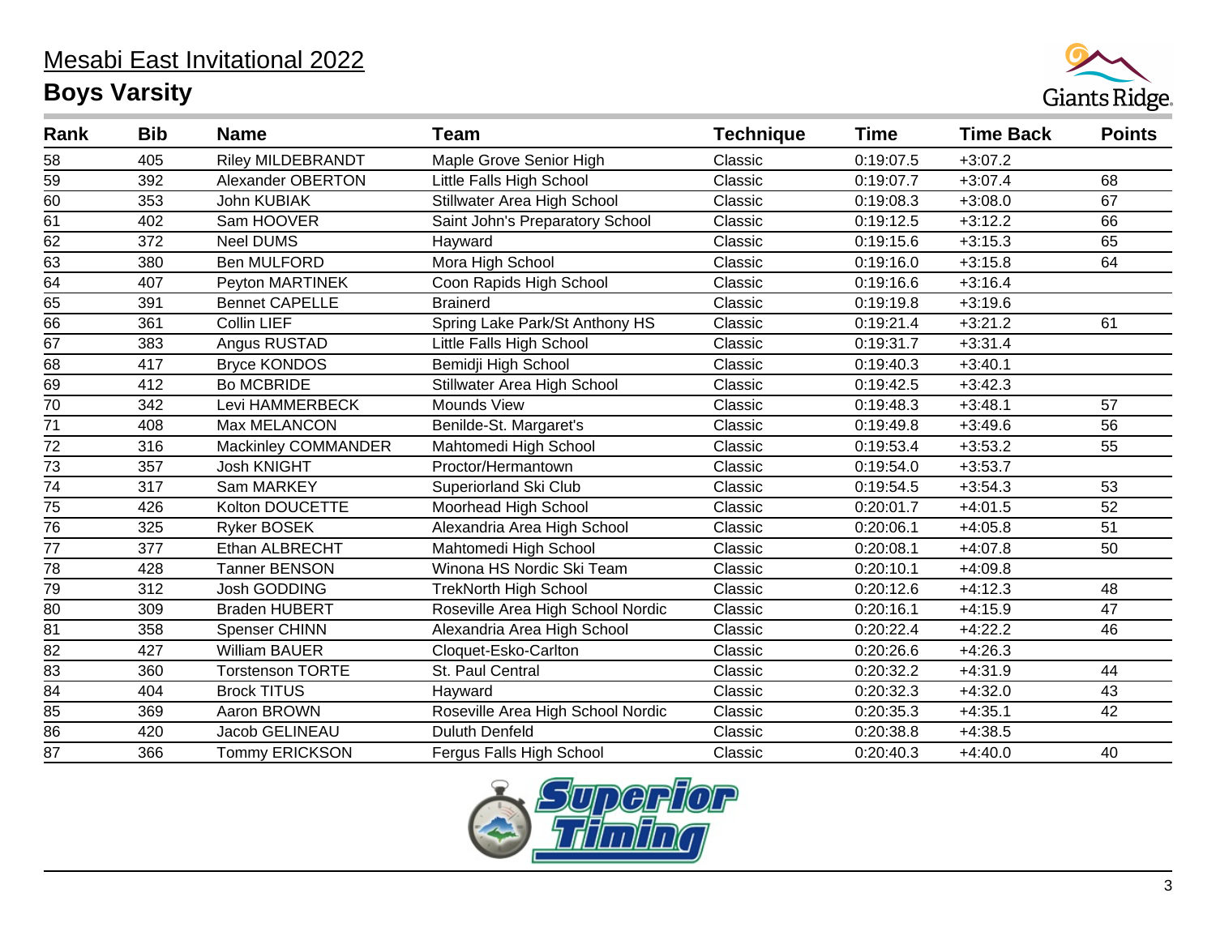# Mesabi East Invitational 2022

## Boys Varsity

| Rank | Bib | Name | Team | Technique | Time | Time Back | Points |
|---|---|---|---|---|---|---|---|
| 58 | 405 | Riley MILDEBRANDT | Maple Grove Senior High | Classic | 0:19:07.5 | +3:07.2 | |
| 59 | 392 | Alexander OBERTON | Little Falls High School | Classic | 0:19:07.7 | +3:07.4 | 68 |
| 60 | 353 | John KUBIAK | Stillwater Area High School | Classic | 0:19:08.3 | +3:08.0 | 67 |
| 61 | 402 | Sam HOOVER | Saint John's Preparatory School | Classic | 0:19:12.5 | +3:12.2 | 66 |
| 62 | 372 | Neel DUMS | Hayward | Classic | 0:19:15.6 | +3:15.3 | 65 |
| 63 | 380 | Ben MULFORD | Mora High School | Classic | 0:19:16.0 | +3:15.8 | 64 |
| 64 | 407 | Peyton MARTINEK | Coon Rapids High School | Classic | 0:19:16.6 | +3:16.4 | |
| 65 | 391 | Bennet CAPELLE | Brainerd | Classic | 0:19:19.8 | +3:19.6 | |
| 66 | 361 | Collin LIEF | Spring Lake Park/St Anthony HS | Classic | 0:19:21.4 | +3:21.2 | 61 |
| 67 | 383 | Angus RUSTAD | Little Falls High School | Classic | 0:19:31.7 | +3:31.4 | |
| 68 | 417 | Bryce KONDOS | Bemidji High School | Classic | 0:19:40.3 | +3:40.1 | |
| 69 | 412 | Bo MCBRIDE | Stillwater Area High School | Classic | 0:19:42.5 | +3:42.3 | |
| 70 | 342 | Levi HAMMERBECK | Mounds View | Classic | 0:19:48.3 | +3:48.1 | 57 |
| 71 | 408 | Max MELANCON | Benilde-St. Margaret's | Classic | 0:19:49.8 | +3:49.6 | 56 |
| 72 | 316 | Mackinley COMMANDER | Mahtomedi High School | Classic | 0:19:53.4 | +3:53.2 | 55 |
| 73 | 357 | Josh KNIGHT | Proctor/Hermantown | Classic | 0:19:54.0 | +3:53.7 | |
| 74 | 317 | Sam MARKEY | Superiorland Ski Club | Classic | 0:19:54.5 | +3:54.3 | 53 |
| 75 | 426 | Kolton DOUCETTE | Moorhead High School | Classic | 0:20:01.7 | +4:01.5 | 52 |
| 76 | 325 | Ryker BOSEK | Alexandria Area High School | Classic | 0:20:06.1 | +4:05.8 | 51 |
| 77 | 377 | Ethan ALBRECHT | Mahtomedi High School | Classic | 0:20:08.1 | +4:07.8 | 50 |
| 78 | 428 | Tanner BENSON | Winona HS Nordic Ski Team | Classic | 0:20:10.1 | +4:09.8 | |
| 79 | 312 | Josh GODDING | TrekNorth High School | Classic | 0:20:12.6 | +4:12.3 | 48 |
| 80 | 309 | Braden HUBERT | Roseville Area High School Nordic | Classic | 0:20:16.1 | +4:15.9 | 47 |
| 81 | 358 | Spenser CHINN | Alexandria Area High School | Classic | 0:20:22.4 | +4:22.2 | 46 |
| 82 | 427 | William BAUER | Cloquet-Esko-Carlton | Classic | 0:20:26.6 | +4:26.3 | |
| 83 | 360 | Torstenson TORTE | St. Paul Central | Classic | 0:20:32.2 | +4:31.9 | 44 |
| 84 | 404 | Brock TITUS | Hayward | Classic | 0:20:32.3 | +4:32.0 | 43 |
| 85 | 369 | Aaron BROWN | Roseville Area High School Nordic | Classic | 0:20:35.3 | +4:35.1 | 42 |
| 86 | 420 | Jacob GELINEAU | Duluth Denfeld | Classic | 0:20:38.8 | +4:38.5 | |
| 87 | 366 | Tommy ERICKSON | Fergus Falls High School | Classic | 0:20:40.3 | +4:40.0 | 40 |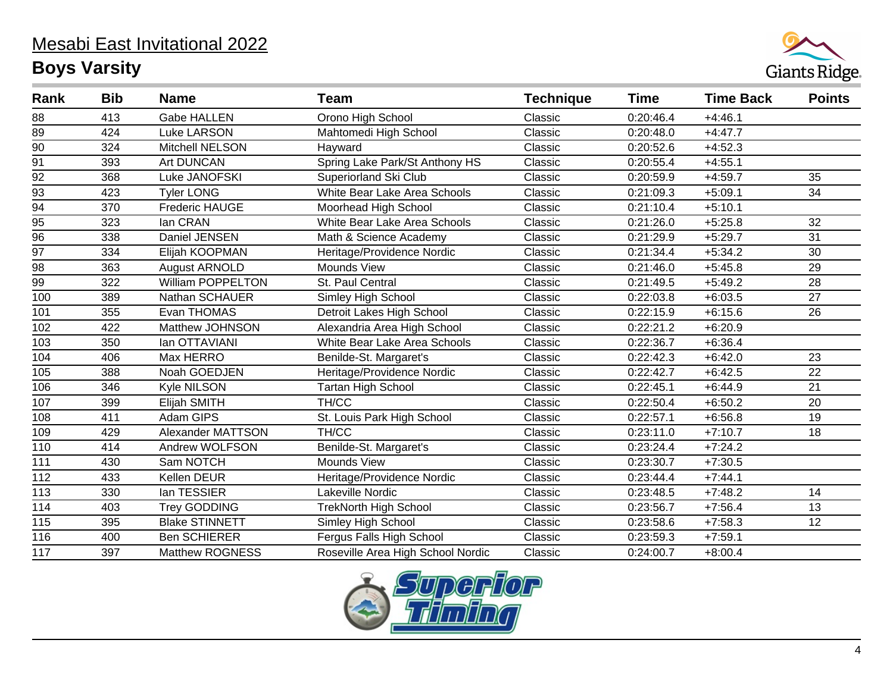# Mesabi East Invitational 2022

## Boys Varsity

| Rank | Bib | Name | Team | Technique | Time | Time Back | Points |
|---|---|---|---|---|---|---|---|
| 88 | 413 | Gabe HALLEN | Orono High School | Classic | 0:20:46.4 | +4:46.1 | |
| 89 | 424 | Luke LARSON | Mahtomedi High School | Classic | 0:20:48.0 | +4:47.7 | |
| 90 | 324 | Mitchell NELSON | Hayward | Classic | 0:20:52.6 | +4:52.3 | |
| 91 | 393 | Art DUNCAN | Spring Lake Park/St Anthony HS | Classic | 0:20:55.4 | +4:55.1 | |
| 92 | 368 | Luke JANOFSKI | Superiorland Ski Club | Classic | 0:20:59.9 | +4:59.7 | 35 |
| 93 | 423 | Tyler LONG | White Bear Lake Area Schools | Classic | 0:21:09.3 | +5:09.1 | 34 |
| 94 | 370 | Frederic HAUGE | Moorhead High School | Classic | 0:21:10.4 | +5:10.1 | |
| 95 | 323 | Ian CRAN | White Bear Lake Area Schools | Classic | 0:21:26.0 | +5:25.8 | 32 |
| 96 | 338 | Daniel JENSEN | Math & Science Academy | Classic | 0:21:29.9 | +5:29.7 | 31 |
| 97 | 334 | Elijah KOOPMAN | Heritage/Providence Nordic | Classic | 0:21:34.4 | +5:34.2 | 30 |
| 98 | 363 | August ARNOLD | Mounds View | Classic | 0:21:46.0 | +5:45.8 | 29 |
| 99 | 322 | William POPPELTON | St. Paul Central | Classic | 0:21:49.5 | +5:49.2 | 28 |
| 100 | 389 | Nathan SCHAUER | Simley High School | Classic | 0:22:03.8 | +6:03.5 | 27 |
| 101 | 355 | Evan THOMAS | Detroit Lakes High School | Classic | 0:22:15.9 | +6:15.6 | 26 |
| 102 | 422 | Matthew JOHNSON | Alexandria Area High School | Classic | 0:22:21.2 | +6:20.9 | |
| 103 | 350 | Ian OTTAVIANI | White Bear Lake Area Schools | Classic | 0:22:36.7 | +6:36.4 | |
| 104 | 406 | Max HERRO | Benilde-St. Margaret's | Classic | 0:22:42.3 | +6:42.0 | 23 |
| 105 | 388 | Noah GOEDJEN | Heritage/Providence Nordic | Classic | 0:22:42.7 | +6:42.5 | 22 |
| 106 | 346 | Kyle NILSON | Tartan High School | Classic | 0:22:45.1 | +6:44.9 | 21 |
| 107 | 399 | Elijah SMITH | TH/CC | Classic | 0:22:50.4 | +6:50.2 | 20 |
| 108 | 411 | Adam GIPS | St. Louis Park High School | Classic | 0:22:57.1 | +6:56.8 | 19 |
| 109 | 429 | Alexander MATTSON | TH/CC | Classic | 0:23:11.0 | +7:10.7 | 18 |
| 110 | 414 | Andrew WOLFSON | Benilde-St. Margaret's | Classic | 0:23:24.4 | +7:24.2 | |
| 111 | 430 | Sam NOTCH | Mounds View | Classic | 0:23:30.7 | +7:30.5 | |
| 112 | 433 | Kellen DEUR | Heritage/Providence Nordic | Classic | 0:23:44.4 | +7:44.1 | |
| 113 | 330 | Ian TESSIER | Lakeville Nordic | Classic | 0:23:48.5 | +7:48.2 | 14 |
| 114 | 403 | Trey GODDING | TrekNorth High School | Classic | 0:23:56.7 | +7:56.4 | 13 |
| 115 | 395 | Blake STINNETT | Simley High School | Classic | 0:23:58.6 | +7:58.3 | 12 |
| 116 | 400 | Ben SCHIERER | Fergus Falls High School | Classic | 0:23:59.3 | +7:59.1 | |
| 117 | 397 | Matthew ROGNESS | Roseville Area High School Nordic | Classic | 0:24:00.7 | +8:00.4 | |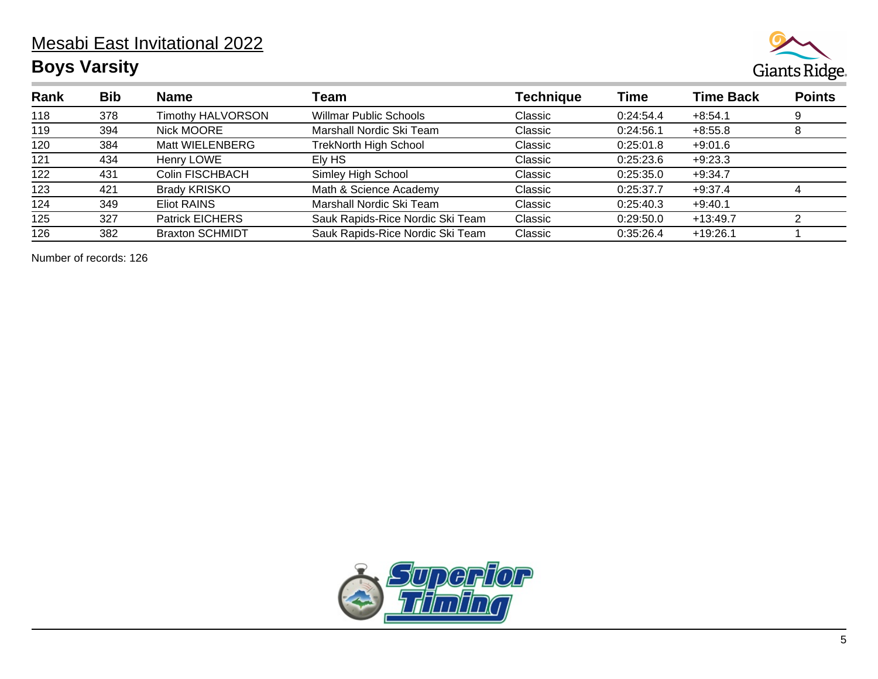# Mesabi East Invitational 2022

## Boys Varsity

| Rank | Bib | Name | Team | Technique | Time | Time Back | Points |
|---|---|---|---|---|---|---|---|
| 118 | 378 | Timothy HALVORSON | Willmar Public Schools | Classic | 0:24:54.4 | +8:54.1 | 9 |
| 119 | 394 | Nick MOORE | Marshall Nordic Ski Team | Classic | 0:24:56.1 | +8:55.8 | 8 |
| 120 | 384 | Matt WIELENBERG | TrekNorth High School | Classic | 0:25:01.8 | +9:01.6 | |
| 121 | 434 | Henry LOWE | Ely HS | Classic | 0:25:23.6 | +9:23.3 | |
| 122 | 431 | Colin FISCHBACH | Simley High School | Classic | 0:25:35.0 | +9:34.7 | |
| 123 | 421 | Brady KRISKO | Math & Science Academy | Classic | 0:25:37.7 | +9:37.4 | 4 |
| 124 | 349 | Eliot RAINS | Marshall Nordic Ski Team | Classic | 0:25:40.3 | +9:40.1 | |
| 125 | 327 | Patrick EICHERS | Sauk Rapids-Rice Nordic Ski Team | Classic | 0:29:50.0 | +13:49.7 | 2 |
| 126 | 382 | Braxton SCHMIDT | Sauk Rapids-Rice Nordic Ski Team | Classic | 0:35:26.4 | +19:26.1 | 1 |

Number of records: 126